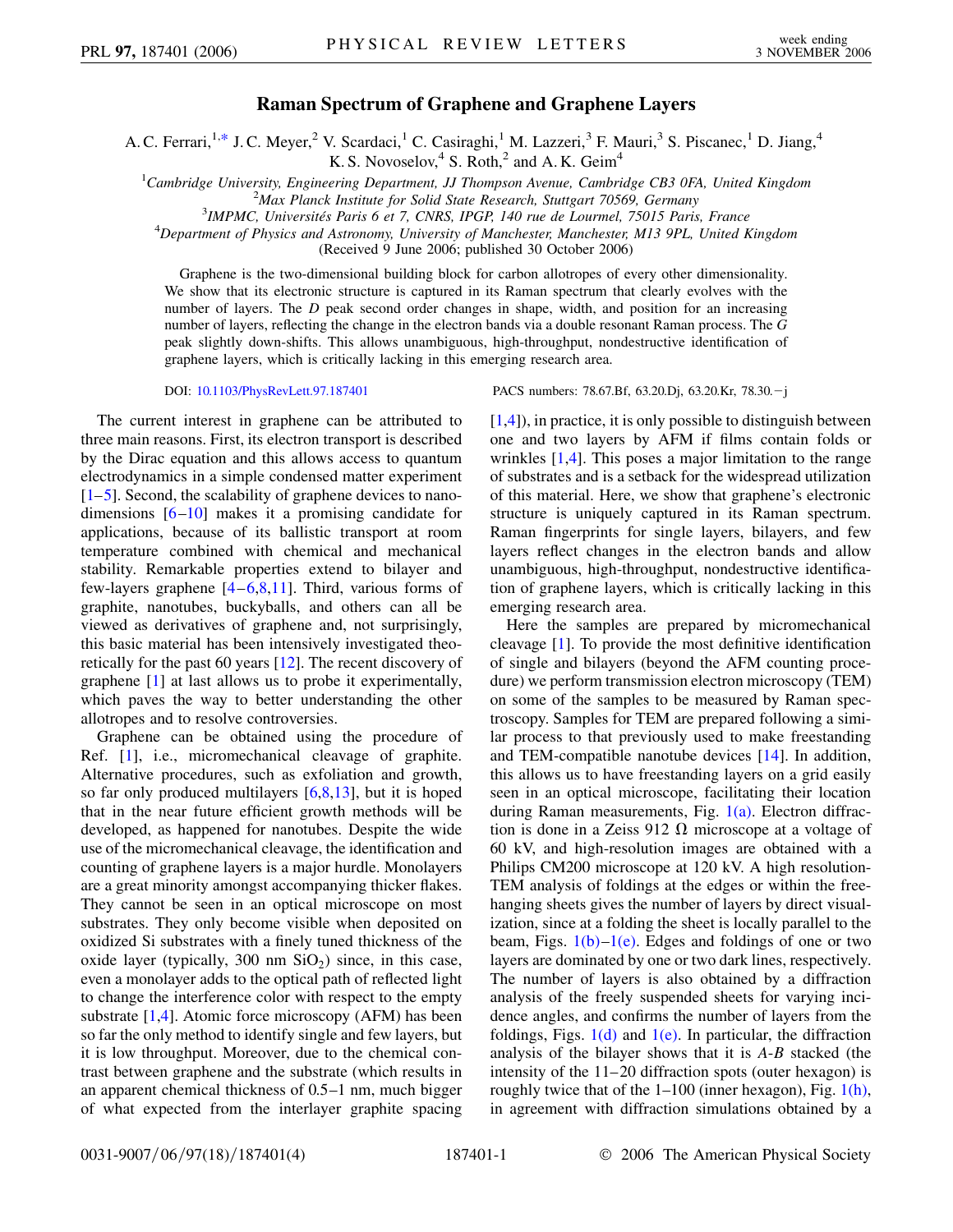# Raman Spectrum of Graphene and Graphene Layers

A. C. Ferrari,[1,*] J. C. Meyer,[2] V. Scardaci,[1] C. Casiraghi,[1] M. Lazzeri,[3] F. Mauri,[3] S. Piscanec,[1] D. Jiang,[4] K. S. Novoselov,[4] S. Roth,[2] and A. K. Geim[4]

[1]Cambridge University, Engineering Department, JJ Thompson Avenue, Cambridge CB3 0FA, United Kingdom
[2]Max Planck Institute for Solid State Research, Stuttgart 70569, Germany
[3]IMPMC, Universités Paris 6 et 7, CNRS, IPGP, 140 rue de Lourmel, 75015 Paris, France
[4]Department of Physics and Astronomy, University of Manchester, Manchester, M13 9PL, United Kingdom

(Received 9 June 2006; published 30 October 2006)

Graphene is the two-dimensional building block for carbon allotropes of every other dimensionality. We show that its electronic structure is captured in its Raman spectrum that clearly evolves with the number of layers. The *D* peak second order changes in shape, width, and position for an increasing number of layers, reflecting the change in the electron bands via a double resonant Raman process. The *G* peak slightly down-shifts. This allows unambiguous, high-throughput, nondestructive identification of graphene layers, which is critically lacking in this emerging research area.

DOI: 10.1103/PhysRevLett.97.187401

PACS numbers: 78.67.Bf, 63.20.Dj, 63.20.Kr, 78.30.−j

The current interest in graphene can be attributed to three main reasons. First, its electron transport is described by the Dirac equation and this allows access to quantum electrodynamics in a simple condensed matter experiment [1–5]. Second, the scalability of graphene devices to nano-dimensions [6–10] makes it a promising candidate for applications, because of its ballistic transport at room temperature combined with chemical and mechanical stability. Remarkable properties extend to bilayer and few-layers graphene [4–6,8,11]. Third, various forms of graphite, nanotubes, buckyballs, and others can all be viewed as derivatives of graphene and, not surprisingly, this basic material has been intensively investigated theoretically for the past 60 years [12]. The recent discovery of graphene [1] at last allows us to probe it experimentally, which paves the way to better understanding the other allotropes and to resolve controversies.

Graphene can be obtained using the procedure of Ref. [1], i.e., micromechanical cleavage of graphite. Alternative procedures, such as exfoliation and growth, so far only produced multilayers [6,8,13], but it is hoped that in the near future efficient growth methods will be developed, as happened for nanotubes. Despite the wide use of the micromechanical cleavage, the identification and counting of graphene layers is a major hurdle. Monolayers are a great minority amongst accompanying thicker flakes. They cannot be seen in an optical microscope on most substrates. They only become visible when deposited on oxidized Si substrates with a finely tuned thickness of the oxide layer (typically, 300 nm $SiO_2$) since, in this case, even a monolayer adds to the optical path of reflected light to change the interference color with respect to the empty substrate [1,4]. Atomic force microscopy (AFM) has been so far the only method to identify single and few layers, but it is low throughput. Moreover, due to the chemical contrast between graphene and the substrate (which results in an apparent chemical thickness of 0.5–1 nm, much bigger of what expected from the interlayer graphite spacing [1,4]), in practice, it is only possible to distinguish between one and two layers by AFM if films contain folds or wrinkles [1,4]. This poses a major limitation to the range of substrates and is a setback for the widespread utilization of this material. Here, we show that graphene's electronic structure is uniquely captured in its Raman spectrum. Raman fingerprints for single layers, bilayers, and few layers reflect changes in the electron bands and allow unambiguous, high-throughput, nondestructive identification of graphene layers, which is critically lacking in this emerging research area.

Here the samples are prepared by micromechanical cleavage [1]. To provide the most definitive identification of single and bilayers (beyond the AFM counting procedure) we perform transmission electron microscopy (TEM) on some of the samples to be measured by Raman spectroscopy. Samples for TEM are prepared following a similar process to that previously used to make freestanding and TEM-compatible nanotube devices [14]. In addition, this allows us to have freestanding layers on a grid easily seen in an optical microscope, facilitating their location during Raman measurements, Fig. 1(a). Electron diffraction is done in a Zeiss 912 Ω microscope at a voltage of 60 kV, and high-resolution images are obtained with a Philips CM200 microscope at 120 kV. A high resolution-TEM analysis of foldings at the edges or within the free-hanging sheets gives the number of layers by direct visualization, since at a folding the sheet is locally parallel to the beam, Figs. 1(b)–1(e). Edges and foldings of one or two layers are dominated by one or two dark lines, respectively. The number of layers is also obtained by a diffraction analysis of the freely suspended sheets for varying incidence angles, and confirms the number of layers from the foldings, Figs. 1(d) and 1(e). In particular, the diffraction analysis of the bilayer shows that it is *A*-*B* stacked (the intensity of the 11–20 diffraction spots (outer hexagon) is roughly twice that of the 1–100 (inner hexagon), Fig. 1(h), in agreement with diffraction simulations obtained by a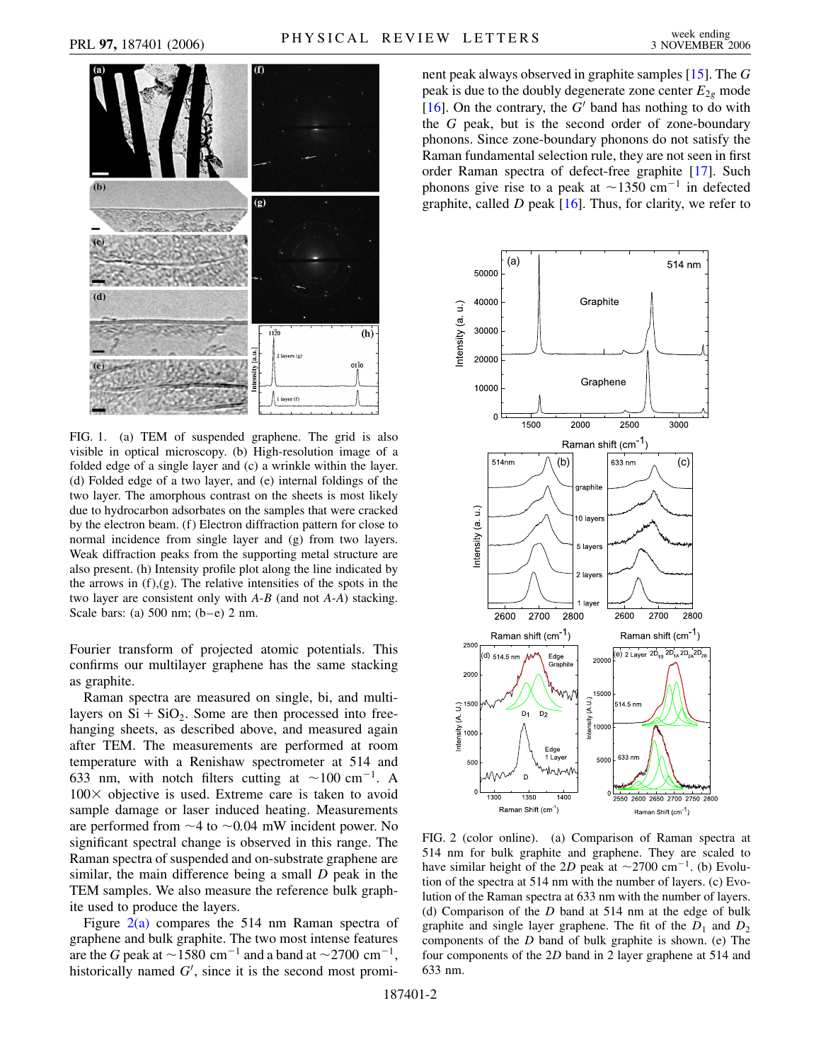FIG. 1. (a) TEM of suspended graphene. The grid is also visible in optical microscopy. (b) High-resolution image of a folded edge of a single layer and (c) a wrinkle within the layer. (d) Folded edge of a two layer, and (e) internal foldings of the two layer. The amorphous contrast on the sheets is most likely due to hydrocarbon adsorbates on the samples that were cracked by the electron beam. (f) Electron diffraction pattern for close to normal incidence from single layer and (g) from two layers. Weak diffraction peaks from the supporting metal structure are also present. (h) Intensity profile plot along the line indicated by the arrows in (f),(g). The relative intensities of the spots in the two layer are consistent only with *A-B* (and not *A-A*) stacking. Scale bars: (a) 500 nm; (b–e) 2 nm.

Fourier transform of projected atomic potentials. This confirms our multilayer graphene has the same stacking as graphite.

Raman spectra are measured on single, bi, and multi-layers on Si + $SiO_2$. Some are then processed into free-hanging sheets, as described above, and measured again after TEM. The measurements are performed at room temperature with a Renishaw spectrometer at 514 and 633 nm, with notch filters cutting at $\sim$100 $cm^{-1}$. A 100× objective is used. Extreme care is taken to avoid sample damage or laser induced heating. Measurements are performed from $\sim$4 to $\sim$0.04 mW incident power. No significant spectral change is observed in this range. The Raman spectra of suspended and on-substrate graphene are similar, the main difference being a small *D* peak in the TEM samples. We also measure the reference bulk graphite used to produce the layers.

Figure 2(a) compares the 514 nm Raman spectra of graphene and bulk graphite. The two most intense features are the *G* peak at $\sim$1580 $cm^{-1}$ and a band at $\sim$2700 $cm^{-1}$, historically named $G'$, since it is the second most prominent peak always observed in graphite samples [15]. The *G* peak is due to the doubly degenerate zone center $E_{2g}$ mode [16]. On the contrary, the $G'$ band has nothing to do with the *G* peak, but is the second order of zone-boundary phonons. Since zone-boundary phonons do not satisfy the Raman fundamental selection rule, they are not seen in first order Raman spectra of defect-free graphite [17]. Such phonons give rise to a peak at $\sim$1350 $cm^{-1}$ in defected graphite, called *D* peak [16]. Thus, for clarity, we refer to

FIG. 2 (color online). (a) Comparison of Raman spectra at 514 nm for bulk graphite and graphene. They are scaled to have similar height of the 2*D* peak at $\sim$2700 $cm^{-1}$. (b) Evolution of the spectra at 514 nm with the number of layers. (c) Evolution of the Raman spectra at 633 nm with the number of layers. (d) Comparison of the *D* band at 514 nm at the edge of bulk graphite and single layer graphene. The fit of the $D_1$ and $D_2$ components of the *D* band of bulk graphite is shown. (e) The four components of the 2*D* band in 2 layer graphene at 514 and 633 nm.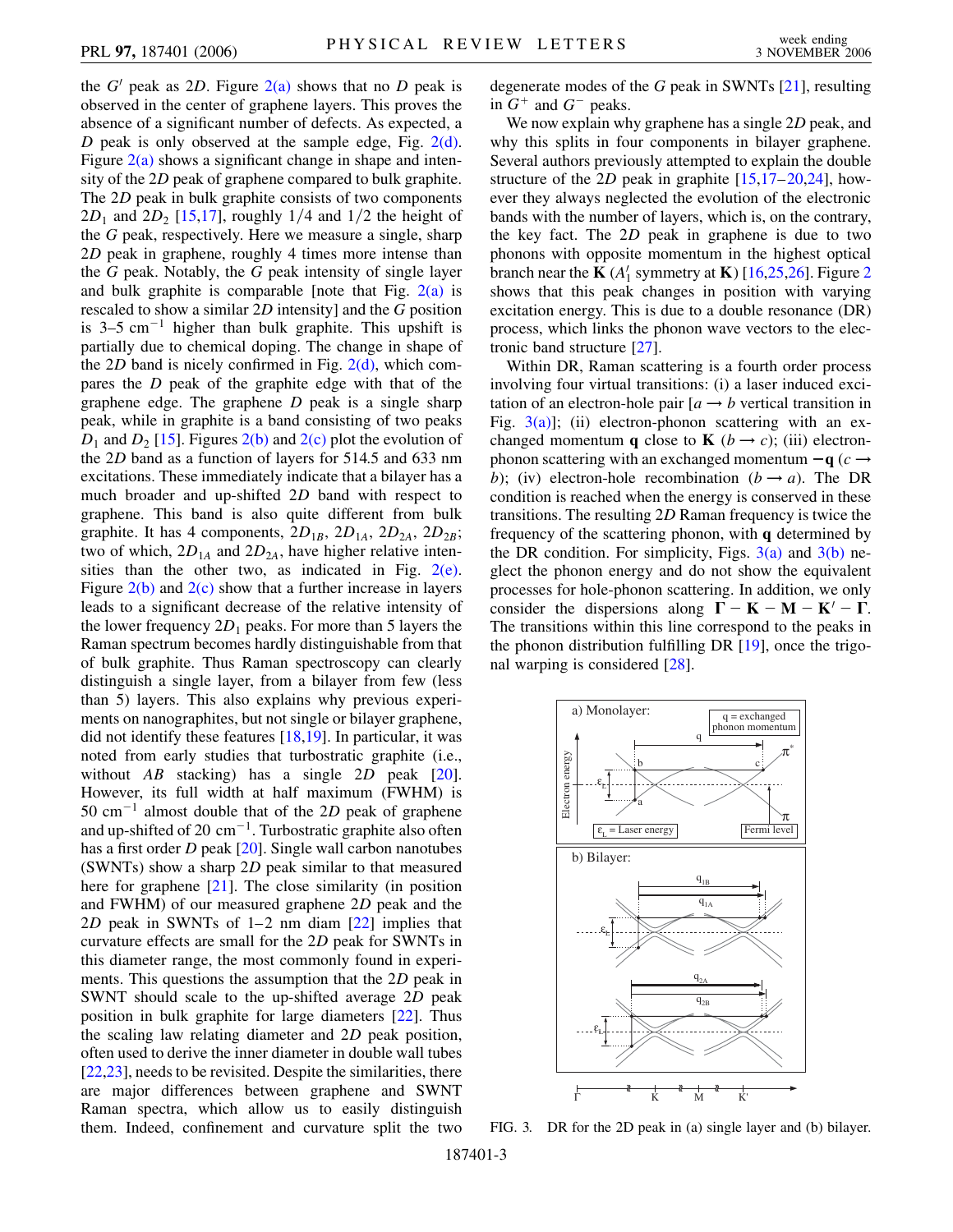the $G'$ peak as $2D$. Figure 2(a) shows that no $D$ peak is observed in the center of graphene layers. This proves the absence of a significant number of defects. As expected, a $D$ peak is only observed at the sample edge, Fig. 2(d). Figure 2(a) shows a significant change in shape and intensity of the $2D$ peak of graphene compared to bulk graphite. The $2D$ peak in bulk graphite consists of two components $2D_1$ and $2D_2$ [15,17], roughly $1/4$ and $1/2$ the height of the $G$ peak, respectively. Here we measure a single, sharp $2D$ peak in graphene, roughly 4 times more intense than the $G$ peak. Notably, the $G$ peak intensity of single layer and bulk graphite is comparable [note that Fig. 2(a) is rescaled to show a similar $2D$ intensity] and the $G$ position is 3–5 $\text{cm}^{-1}$ higher than bulk graphite. This upshift is partially due to chemical doping. The change in shape of the $2D$ band is nicely confirmed in Fig. 2(d), which compares the $D$ peak of the graphite edge with that of the graphene edge. The graphene $D$ peak is a single sharp peak, while in graphite is a band consisting of two peaks $D_1$ and $D_2$ [15]. Figures 2(b) and 2(c) plot the evolution of the $2D$ band as a function of layers for 514.5 and 633 nm excitations. These immediately indicate that a bilayer has a much broader and up-shifted $2D$ band with respect to graphene. This band is also quite different from bulk graphite. It has 4 components, $2D_{1B}$, $2D_{1A}$, $2D_{2A}$, $2D_{2B}$; two of which, $2D_{1A}$ and $2D_{2A}$, have higher relative intensities than the other two, as indicated in Fig. 2(e). Figure 2(b) and 2(c) show that a further increase in layers leads to a significant decrease of the relative intensity of the lower frequency $2D_1$ peaks. For more than 5 layers the Raman spectrum becomes hardly distinguishable from that of bulk graphite. Thus Raman spectroscopy can clearly distinguish a single layer, from a bilayer from few (less than 5) layers. This also explains why previous experiments on nanographites, but not single or bilayer graphene, did not identify these features [18,19]. In particular, it was noted from early studies that turbostratic graphite (i.e., without $AB$ stacking) has a single $2D$ peak [20]. However, its full width at half maximum (FWHM) is 50 $\text{cm}^{-1}$ almost double that of the $2D$ peak of graphene and up-shifted of 20 $\text{cm}^{-1}$. Turbostratic graphite also often has a first order $D$ peak [20]. Single wall carbon nanotubes (SWNTs) show a sharp $2D$ peak similar to that measured here for graphene [21]. The close similarity (in position and FWHM) of our measured graphene $2D$ peak and the $2D$ peak in SWNTs of 1–2 nm diam [22] implies that curvature effects are small for the $2D$ peak for SWNTs in this diameter range, the most commonly found in experiments. This questions the assumption that the $2D$ peak in SWNT should scale to the up-shifted average $2D$ peak position in bulk graphite for large diameters [22]. Thus the scaling law relating diameter and $2D$ peak position, often used to derive the inner diameter in double wall tubes [22,23], needs to be revisited. Despite the similarities, there are major differences between graphene and SWNT Raman spectra, which allow us to easily distinguish them. Indeed, confinement and curvature split the two degenerate modes of the $G$ peak in SWNTs [21], resulting in $G^+$ and $G^-$ peaks.

We now explain why graphene has a single $2D$ peak, and why this splits in four components in bilayer graphene. Several authors previously attempted to explain the double structure of the $2D$ peak in graphite [15,17–20,24], however they always neglected the evolution of the electronic bands with the number of layers, which is, on the contrary, the key fact. The $2D$ peak in graphene is due to two phonons with opposite momentum in the highest optical branch near the $\mathbf{K}$ ($A_1'$ symmetry at $\mathbf{K}$) [16,25,26]. Figure 2 shows that this peak changes in position with varying excitation energy. This is due to a double resonance (DR) process, which links the phonon wave vectors to the electronic band structure [27].

Within DR, Raman scattering is a fourth order process involving four virtual transitions: (i) a laser induced excitation of an electron-hole pair [$a \rightarrow b$ vertical transition in Fig. 3(a)]; (ii) electron-phonon scattering with an exchanged momentum $\mathbf{q}$ close to $\mathbf{K}$ ($b \rightarrow c$); (iii) electron-phonon scattering with an exchanged momentum $-\mathbf{q}$ ($c \rightarrow b$); (iv) electron-hole recombination ($b \rightarrow a$). The DR condition is reached when the energy is conserved in these transitions. The resulting $2D$ Raman frequency is twice the frequency of the scattering phonon, with $\mathbf{q}$ determined by the DR condition. For simplicity, Figs. 3(a) and 3(b) neglect the phonon energy and do not show the equivalent processes for hole-phonon scattering. In addition, we only consider the dispersions along $\mathbf{\Gamma} - \mathbf{K} - \mathbf{M} - \mathbf{K}' - \mathbf{\Gamma}$. The transitions within this line correspond to the peaks in the phonon distribution fulfilling DR [19], once the trigonal warping is considered [28].

FIG. 3. DR for the 2D peak in (a) single layer and (b) bilayer.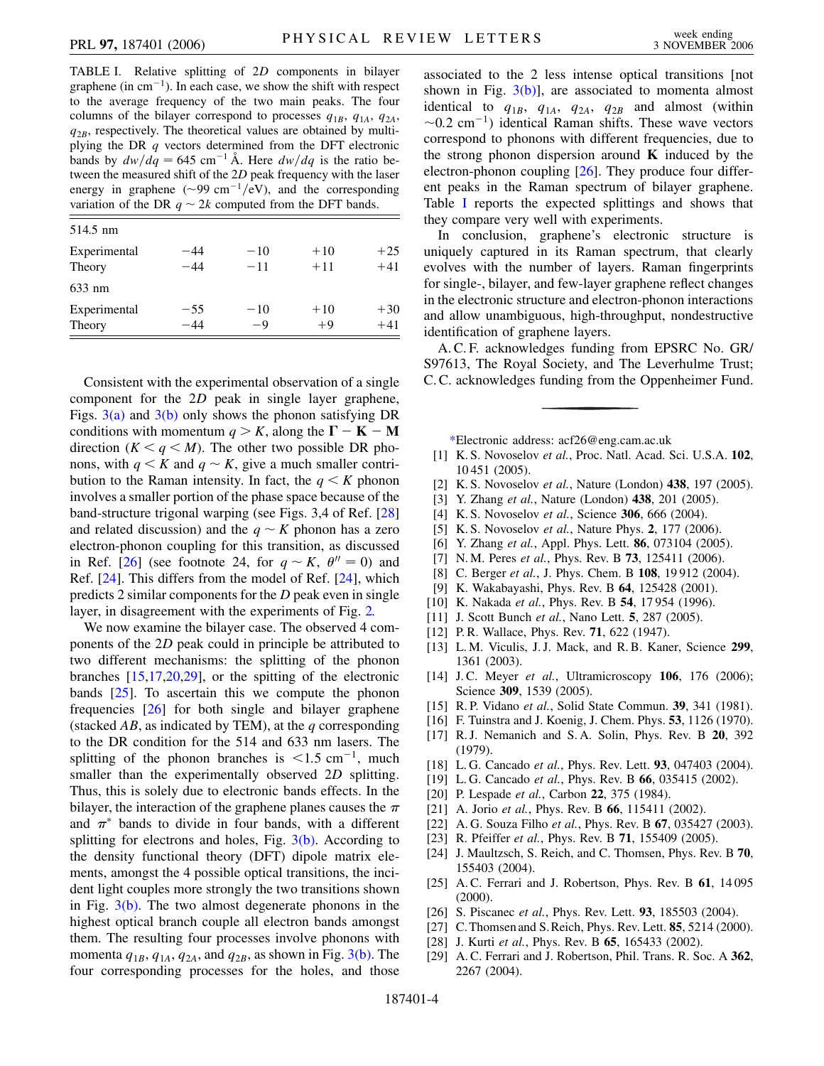TABLE I. Relative splitting of 2$D$ components in bilayer graphene (in cm$^{-1}$). In each case, we show the shift with respect to the average frequency of the two main peaks. The four columns of the bilayer correspond to processes $q_{1B}$, $q_{1A}$, $q_{2A}$, $q_{2B}$, respectively. The theoretical values are obtained by multiplying the DR $q$ vectors determined from the DFT electronic bands by $dw/dq = 645$ cm$^{-1}$ Å. Here $dw/dq$ is the ratio between the measured shift of the 2$D$ peak frequency with the laser energy in graphene ($\sim$99 cm$^{-1}$/eV), and the corresponding variation of the DR $q \sim 2k$ computed from the DFT bands.

| | | | | |
|---|---|---|---|---|
| 514.5 nm | | | | |
| Experimental | −44 | −10 | +10 | +25 |
| Theory | −44 | −11 | +11 | +41 |
| 633 nm | | | | |
| Experimental | −55 | −10 | +10 | +30 |
| Theory | −44 | −9 | +9 | +41 |

Consistent with the experimental observation of a single component for the 2$D$ peak in single layer graphene, Figs. 3(a) and 3(b) only shows the phonon satisfying DR conditions with momentum $q > K$, along the $\mathbf{\Gamma} - \mathbf{K} - \mathbf{M}$ direction ($K < q < M$). The other two possible DR phonons, with $q < K$ and $q \sim K$, give a much smaller contribution to the Raman intensity. In fact, the $q < K$ phonon involves a smaller portion of the phase space because of the band-structure trigonal warping (see Figs. 3,4 of Ref. [28] and related discussion) and the $q \sim K$ phonon has a zero electron-phonon coupling for this transition, as discussed in Ref. [26] (see footnote 24, for $q \sim K$, $\theta'' = 0$) and Ref. [24]. This differs from the model of Ref. [24], which predicts 2 similar components for the $D$ peak even in single layer, in disagreement with the experiments of Fig. 2.

We now examine the bilayer case. The observed 4 components of the 2$D$ peak could in principle be attributed to two different mechanisms: the splitting of the phonon branches [15,17,20,29], or the splitting of the electronic bands [25]. To ascertain this we compute the phonon frequencies [26] for both single and bilayer graphene (stacked $AB$, as indicated by TEM), at the $q$ corresponding to the DR condition for the 514 and 633 nm lasers. The splitting of the phonon branches is $<$1.5 cm$^{-1}$, much smaller than the experimentally observed 2$D$ splitting. Thus, this is solely due to electronic bands effects. In the bilayer, the interaction of the graphene planes causes the $\pi$ and $\pi^*$ bands to divide in four bands, with a different splitting for electrons and holes, Fig. 3(b). According to the density functional theory (DFT) dipole matrix elements, amongst the 4 possible optical transitions, the incident light couples more strongly the two transitions shown in Fig. 3(b). The two almost degenerate phonons in the highest optical branch couple all electron bands amongst them. The resulting four processes involve phonons with momenta $q_{1B}$, $q_{1A}$, $q_{2A}$, and $q_{2B}$, as shown in Fig. 3(b). The four corresponding processes for the holes, and those associated to the 2 less intense optical transitions [not shown in Fig. 3(b)], are associated to momenta almost identical to $q_{1B}$, $q_{1A}$, $q_{2A}$, $q_{2B}$ and almost (within $\sim$0.2 cm$^{-1}$) identical Raman shifts. These wave vectors correspond to phonons with different frequencies, due to the strong phonon dispersion around $\mathbf{K}$ induced by the electron-phonon coupling [26]. They produce four different peaks in the Raman spectrum of bilayer graphene. Table I reports the expected splittings and shows that they compare very well with experiments.

In conclusion, graphene's electronic structure is uniquely captured in its Raman spectrum, that clearly evolves with the number of layers. Raman fingerprints for single-, bilayer, and few-layer graphene reflect changes in the electronic structure and electron-phonon interactions and allow unambiguous, high-throughput, nondestructive identification of graphene layers.

A. C. F. acknowledges funding from EPSRC No. GR/S97613, The Royal Society, and The Leverhulme Trust; C. C. acknowledges funding from the Oppenheimer Fund.

---

*Electronic address: acf26@eng.cam.ac.uk

[1] K. S. Novoselov *et al.*, Proc. Natl. Acad. Sci. U.S.A. **102**, 10 451 (2005).
[2] K. S. Novoselov *et al.*, Nature (London) **438**, 197 (2005).
[3] Y. Zhang *et al.*, Nature (London) **438**, 201 (2005).
[4] K. S. Novoselov *et al.*, Science **306**, 666 (2004).
[5] K. S. Novoselov *et al.*, Nature Phys. **2**, 177 (2006).
[6] Y. Zhang *et al.*, Appl. Phys. Lett. **86**, 073104 (2005).
[7] N. M. Peres *et al.*, Phys. Rev. B **73**, 125411 (2006).
[8] C. Berger *et al.*, J. Phys. Chem. B **108**, 19 912 (2004).
[9] K. Wakabayashi, Phys. Rev. B **64**, 125428 (2001).
[10] K. Nakada *et al.*, Phys. Rev. B **54**, 17 954 (1996).
[11] J. Scott Bunch *et al.*, Nano Lett. **5**, 287 (2005).
[12] P. R. Wallace, Phys. Rev. **71**, 622 (1947).
[13] L. M. Viculis, J. J. Mack, and R. B. Kaner, Science **299**, 1361 (2003).
[14] J. C. Meyer *et al.*, Ultramicroscopy **106**, 176 (2006); Science **309**, 1539 (2005).
[15] R. P. Vidano *et al.*, Solid State Commun. **39**, 341 (1981).
[16] F. Tuinstra and J. Koenig, J. Chem. Phys. **53**, 1126 (1970).
[17] R. J. Nemanich and S. A. Solin, Phys. Rev. B **20**, 392 (1979).
[18] L. G. Cancado *et al.*, Phys. Rev. Lett. **93**, 047403 (2004).
[19] L. G. Cancado *et al.*, Phys. Rev. B **66**, 035415 (2002).
[20] P. Lespade *et al.*, Carbon **22**, 375 (1984).
[21] A. Jorio *et al.*, Phys. Rev. B **66**, 115411 (2002).
[22] A. G. Souza Filho *et al.*, Phys. Rev. B **67**, 035427 (2003).
[23] R. Pfeiffer *et al.*, Phys. Rev. B **71**, 155409 (2005).
[24] J. Maultzsch, S. Reich, and C. Thomsen, Phys. Rev. B **70**, 155403 (2004).
[25] A. C. Ferrari and J. Robertson, Phys. Rev. B **61**, 14 095 (2000).
[26] S. Piscanec *et al.*, Phys. Rev. Lett. **93**, 185503 (2004).
[27] C. Thomsen and S. Reich, Phys. Rev. Lett. **85**, 5214 (2000).
[28] J. Kurti *et al.*, Phys. Rev. B **65**, 165433 (2002).
[29] A. C. Ferrari and J. Robertson, Phil. Trans. R. Soc. A **362**, 2267 (2004).